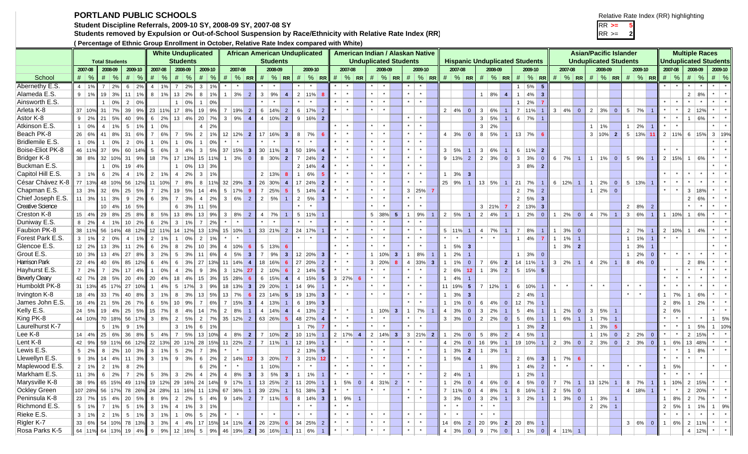# PORTLAND PUBLIC SCHOOLS

**Student Discipline Referrals, 2009-10 SY, 2008-09 SY, 2007-08 SY**

**Students removed by Expulsion or Out-of-School Suspension by Race/Ethnicity with Relative Rate Index (RR)**

**( Percentage of Ethnic Group Enrollment in October, Relative Rate Index compared with White)**

Relative Rate Index (RR) highlighting
RR >= 5
RR >= 2

| School | Total Students | | | | | | White Unduplicated Students | | | | | | African American Unduplicated Students | | | | | | | | | American Indian / Alaskan Native Unduplicated Students | | | | | | | | | Hispanic Unduplicated Students | | | | | | | | | Asian/Pacific Islander Unduplicated Students | | | | | | | | | Multiple Races Unduplicated Students | | | | | |
|---|---|---|---|---|---|---|---|---|---|---|---|---|---|---|---|---|---|---|---|---|---|---|---|---|---|---|---|---|---|---|---|---|---|---|---|---|---|---|---|---|---|---|---|---|---|---|---|---|---|---|---|---|---|---|
| | 2007-08 | | 2008-09 | | 2009-10 | | 2007-08 | | 2008-09 | | 2009-10 | | 2007-08 | | | 2008-09 | | | 2009-10 | | | 2007-08 | | | 2008-09 | | | 2009-10 | | | 2007-08 | | | 2008-09 | | | 2009-10 | | | 2007-08 | | | 2008-09 | | | 2009-10 | | | 2007-08 | | 2008-09 | | 2009-10 | |
| | # | % | # | % | # | % | # | % | # | % | # | % | # | % | RR | # | % | RR | # | % | RR | # | % | RR | # | % | RR | # | % | RR | # | % | RR | # | % | RR | # | % | RR | # | % | RR | # | % | RR | # | % | RR | # | % | # | % | # | % |
| Abernethy E.S. | 4 | 1% | 7 | 2% | 6 | 2% | 4 | 1% | 7 | 2% | 3 | 1% | * | * | | * | * | | * | * | | * | * | | * | * | | * | * | | | | | | | | 1 | 5% | 5 | | | | | | | | | | * | * | * | * | * | * |
| Alameda E.S. | 9 | 1% | 19 | 3% | 11 | 1% | 8 | 1% | 13 | 2% | 8 | 1% | 1 | 3% | 2 | 3 | 9% | 4 | 2 | 11% | 8 | * | * | | * | * | | * | * | | | | | 1 | 8% | 4 | 1 | 4% | 3 | | | | | | | | | | | | 2 | 8% | * | * |
| Ainsworth E.S. | | | 1 | 0% | 2 | 0% | | | 1 | 0% | 1 | 0% | * | * | | * | * | | * | * | | * | * | | * | * | | * | * | | | | | | | | 1 | 2% | 7 | | | | | | | | | | * | * | * | * | * | * |
| Arleta K-8 | 37 | 10% | 31 | 7% | 39 | 9% | 23 | 11% | 17 | 8% | 19 | 9% | 7 | 19% | 2 | 6 | 14% | 2 | 6 | 17% | 2 | * | * | | * | * | | | | | 2 | 4% | 0 | 3 | 6% | 1 | 7 | 11% | 1 | 3 | 4% | 0 | 2 | 3% | 0 | 5 | 7% | 1 | * | * | 2 | 12% | * | * |
| Astor K-8 | 9 | 2% | 21 | 5% | 40 | 9% | 6 | 2% | 13 | 4% | 20 | 7% | 3 | 9% | 4 | 4 | 10% | 2 | 9 | 16% | 2 | | | | | | | * | * | | | | | 3 | 5% | 1 | 6 | 7% | 1 | | | | | | | | | | * | * | 1 | 6% | * | * |
| Atkinson E.S. | 1 | 0% | 4 | 1% | 5 | 1% | 1 | 0% | | | 4 | 2% | | | | | | | | | | * | * | | * | * | | * | * | | | | | 3 | 2% | | | | | | | | 1 | 1% | | 1 | 2% | 1 | * | * | | | * | * |
| Beach PK-8 | 26 | 6% | 41 | 8% | 31 | 6% | 7 | 6% | 7 | 5% | 2 | 1% | 12 | 12% | 2 | 17 | 16% | 3 | 8 | 7% | 6 | * | * | | * | * | | * | * | | 4 | 3% | 0 | 8 | 5% | 1 | 13 | 7% | 6 | | | | 3 | 10% | 2 | 5 | 13% | 11 | 2 | 11% | 6 | 15% | 3 | 19% |
| Bridlemile E.S. | 1 | 0% | 1 | 0% | 2 | 0% | 1 | 0% | 1 | 0% | 1 | 0% | * | * | | * | * | | * | * | | * | * | | * | * | | * | * | | | | | | | | | | | | | | | | | | | | | | | | * | * |
| Boise-Eliot PK-8 | 46 | 11% | 37 | 9% | 60 | 14% | 5 | 6% | 3 | 4% | 3 | 5% | 37 | 15% | 3 | 30 | 11% | 3 | 50 | 19% | 4 | * | * | | * | * | | * | * | | 3 | 5% | 1 | 3 | 6% | 1 | 6 | 11% | 2 | | | | | | | | | | * | * | | | * | * |
| Bridger K-8 | 38 | 8% | 32 | 10% | 31 | 9% | 18 | 7% | 17 | 13% | 15 | 11% | 1 | 3% | 0 | 8 | 30% | 2 | 7 | 24% | 2 | * | * | | * | * | | * | * | | 9 | 13% | 2 | 2 | 3% | 0 | 3 | 3% | 0 | 6 | 7% | 1 | 1 | 1% | 0 | 5 | 9% | 1 | 2 | 15% | 1 | 6% | * | * |
| Buckman E.S. | | | 1 | 0% | 19 | 4% | | | 1 | 0% | 13 | 3% | | | | | | | 2 | 14% | 4 | * | * | | * | * | | * | * | | | | | | | | 3 | 8% | 2 | | | | | | | | | | | | | | * | * |
| Capitol Hill E.S. | 3 | 1% | 6 | 2% | 4 | 1% | 2 | 1% | 4 | 2% | 3 | 1% | | | | 2 | 13% | 8 | 1 | 6% | 5 | * | * | | * | * | | * | * | | 1 | 3% | 3 | | | | | | | | | | | | | | | | * | * | * | * | * | * |
| César Chávez K-8 | 77 | 13% | 48 | 10% | 56 | 12% | 11 | 10% | 7 | 8% | 8 | 11% | 32 | 29% | 3 | 26 | 30% | 4 | 17 | 24% | 2 | * | * | | * | * | | * | * | | 25 | 9% | 1 | 13 | 5% | 1 | 21 | 7% | 1 | 6 | 12% | 1 | 1 | 2% | 0 | 5 | 13% | 1 | * | * | * | * | * | * |
| Chapman E.S. | 13 | 3% | 32 | 6% | 25 | 5% | 7 | 2% | 19 | 5% | 14 | 4% | 5 | 17% | 9 | 7 | 25% | 5 | 5 | 14% | 4 | * | * | | * | * | | 3 | 25% | 7 | | | | | | | 2 | 7% | 2 | | | | 1 | 2% | 0 | | | | * | * | 3 | 18% | * | * |
| Chief Joseph E.S. | 11 | 3% | 11 | 3% | 9 | 2% | 6 | 3% | 7 | 3% | 4 | 2% | 3 | 6% | 2 | 2 | 5% | 1 | 2 | 5% | 3 | * | * | | * | * | | * | * | | | | | | | | 2 | 5% | 3 | | | | | | | | | | | | 2 | 6% | * | * |
| Creative Science | | | 10 | 4% | 16 | 5% | | | 6 | 3% | 11 | 5% | | | | | | | * | * | | | | | * | * | | * | * | | | | | 3 | 21% | 7 | 2 | 13% | 3 | | | | | | | 2 | 8% | 2 | | | * | * | * | * |
| Creston K-8 | 15 | 4% | 29 | 8% | 25 | 8% | 8 | 5% | 13 | 8% | 13 | 9% | 3 | 8% | 2 | 4 | 7% | 1 | 5 | 11% | 1 | | | | 5 | 38% | 5 | 1 | 9% | 1 | 2 | 5% | 1 | 2 | 4% | 1 | 1 | 2% | 0 | 1 | 2% | 0 | 4 | 7% | 1 | 3 | 6% | 1 | 1 | 10% | 1 | 6% | * | * |
| Duniway E.S. | 8 | 2% | 4 | 1% | 10 | 2% | 6 | 2% | 3 | 1% | 7 | 2% | * | * | | * | * | | * | * | | * | * | | * | * | | * | * | | | | | | | | | | | | | | | | | | | | | | | | * | * |
| Faubion PK-8 | 38 | 11% | 56 | 14% | 48 | 12% | 12 | 11% | 14 | 12% | 13 | 13% | 15 | 10% | 1 | 33 | 21% | 2 | 24 | 17% | 1 | * | * | | * | * | | * | * | | 5 | 11% | 1 | 4 | 7% | 1 | 7 | 8% | 1 | 1 | 3% | 0 | | | | 2 | 7% | 1 | 2 | 10% | 1 | 4% | * | * |
| Forest Park E.S. | 3 | 1% | 2 | 0% | 4 | 1% | 2 | 1% | 1 | 0% | 2 | 1% | | | | | | | * | * | | * | * | | * | * | | * | * | | * | * | | * | * | | 1 | 4% | 7 | 1 | 1% | 1 | | | | 1 | 1% | 1 | * | * | | | * | * |
| Glencoe E.S. | 12 | 2% | 13 | 3% | 11 | 2% | 6 | 2% | 8 | 2% | 10 | 3% | 4 | 10% | 6 | 5 | 13% | 6 | | | | | | | * | * | | * | * | | 1 | 5% | 3 | | | | | | | 1 | 3% | 2 | | | | 1 | 3% | 1 | | | | | * | * |
| Grout E.S. | 10 | 3% | 13 | 4% | 27 | 8% | 3 | 2% | 5 | 3% | 11 | 6% | 4 | 5% | 3 | 7 | 9% | 3 | 12 | 20% | 3 | | | | 1 | 10% | 3 | 1 | 8% | 1 | 1 | 2% | 1 | | | | 1 | 3% | 0 | | | | | | | 1 | 2% | 0 | * | * | * | * | * | * |
| Harrison Park | 22 | 4% | 40 | 6% | 85 | 12% | 6 | 4% | 6 | 3% | 27 | 13% | 11 | 14% | 4 | 18 | 16% | 6 | 27 | 20% | 2 | * | * | | 3 | 20% | 8 | 4 | 33% | 3 | 1 | 1% | 0 | 7 | 6% | 2 | 14 | 11% | 1 | 3 | 2% | 1 | 4 | 2% | 1 | 8 | 4% | 0 | | | 2 | 8% | * | * |
| Hayhurst E.S. | 7 | 2% | 7 | 2% | 17 | 4% | 1 | 0% | 4 | 2% | 9 | 3% | 3 | 12% | 27 | 2 | 10% | 6 | 2 | 14% | 5 | * | * | | | | | | | | 2 | 6% | 12 | 1 | 3% | 2 | 5 | 15% | 5 | | | | | | | | | | * | * | * | * | * | * |
| Beverly Cleary | 42 | 7% | 28 | 5% | 20 | 4% | 20 | 4% | 18 | 4% | 15 | 3% | 15 | 28% | 6 | 6 | 15% | 4 | 4 | 15% | 5 | 3 | 27% | 6 | * | * | | * | * | | 1 | 4% | 1 | | | | | | | | | | | | | | | | * | * | * | * | * | * |
| Humboldt PK-8 | 31 | 13% | 45 | 17% | 27 | 10% | 1 | 4% | 5 | 17% | 3 | 9% | 18 | 13% | 3 | 29 | 20% | 1 | 14 | 9% | 1 | * | * | | | | | * | * | | 11 | 19% | 5 | 7 | 12% | 1 | 6 | 10% | 1 | * | * | | * | * | | * | * | | * | * | * | * | * | * |
| Irvington K-8 | 18 | 4% | 33 | 7% | 40 | 8% | 3 | 1% | 8 | 3% | 13 | 5% | 13 | 7% | 6 | 23 | 14% | 5 | 19 | 13% | 3 | * | * | | * | * | | | | | 1 | 3% | 3 | | | | 2 | 4% | 1 | | | | | | | * | * | | 1 | 7% | 1 | 6% | * | * |
| James John E.S. | 16 | 4% | 21 | 5% | 26 | 7% | 6 | 5% | 10 | 9% | 7 | 6% | 7 | 15% | 3 | 4 | 13% | 1 | 6 | 19% | 3 | | | | | | | * | * | | 1 | 1% | 0 | 6 | 4% | 0 | 12 | 7% | 1 | | | | | | | | | | 2 | 8% | 1 | 2% | * | * |
| Kelly E.S. | 24 | 5% | 19 | 4% | 25 | 5% | 15 | 7% | 8 | 4% | 14 | 7% | 2 | 8% | 1 | 4 | 14% | 4 | 4 | 13% | 2 | * | * | | 1 | 10% | 3 | 1 | 7% | 1 | 4 | 3% | 0 | 3 | 2% | 1 | 5 | 4% | 1 | 1 | 2% | 0 | 3 | 5% | 1 | | | | 2 | 6% | | | | |
| King PK-8 | 44 | 10% | 70 | 18% | 56 | 17% | 3 | 8% | 2 | 5% | 2 | 7% | 35 | 12% | 2 | 63 | 26% | 5 | 48 | 27% | 4 | * | * | | * | * | | * | * | | 3 | 3% | 0 | 2 | 2% | 0 | 5 | 6% | 1 | 1 | 6% | 1 | 1 | 7% | 1 | | | | * | * | * | * | 1 | 5% |
| Laurelhurst K-7 | | | 5 | 1% | 9 | 1% | | | 3 | 1% | 6 | 1% | | | | | | | 1 | 7% | 7 | * | * | | * | * | | * | * | | | | | | | | 1 | 3% | 2 | | | | 1 | 3% | 5 | | | | * | * | 1 | 5% | 1 | 10% |
| Lee K-8 | 14 | 4% | 25 | 6% | 36 | 8% | 5 | 4% | 7 | 5% | 13 | 10% | 4 | 8% | 2 | 7 | 10% | 2 | 10 | 11% | 1 | 2 | 17% | 4 | 2 | 14% | 3 | 3 | 21% | 2 | 1 | 2% | 0 | 5 | 8% | 2 | 4 | 5% | 1 | | | | 1 | 1% | 0 | 2 | 2% | 0 | * | * | 2 | 15% | * | * |
| Lent K-8 | 42 | 9% | 59 | 11% | 66 | 12% | 22 | 13% | 20 | 11% | 28 | 15% | 11 | 22% | 2 | 7 | 11% | 1 | 12 | 19% | 1 | * | * | | * | * | | * | * | | 4 | 2% | 0 | 16 | 9% | 1 | 19 | 10% | 1 | 2 | 3% | 0 | 2 | 3% | 0 | 2 | 3% | 0 | 1 | 6% | 13 | 48% | * | * |
| Lewis E.S. | 5 | 2% | 8 | 2% | 10 | 3% | 3 | 1% | 5 | 2% | 7 | 3% | * | * | | | | | 2 | 13% | 5 | | | | * | * | | * | * | | 1 | 3% | 2 | 1 | 3% | 1 | | | | | | | | | | | | | * | * | 1 | 8% | * | * |
| Llewellyn E.S. | 9 | 3% | 14 | 4% | 11 | 3% | 3 | 1% | 9 | 3% | 6 | 2% | 2 | 14% | 12 | 3 | 20% | 7 | 3 | 21% | 12 | * | * | | * | * | | * | * | | 1 | 5% | 4 | | | | 2 | 6% | 3 | 1 | 7% | 6 | | | | | | | * | * | * | * | * | * |
| Maplewood E.S. | 2 | 1% | 2 | 1% | 8 | 2% | | | | | 6 | 2% | * | * | | 1 | 10% | | * | * | | * | * | | * | * | | * | * | | | | | 1 | 8% | | 1 | 4% | 2 | * | * | | * | * | | * | * | | 1 | 5% | | | * | * |
| Markham E.S. | 11 | 3% | 6 | 2% | 7 | 2% | 5 | 3% | 3 | 2% | 4 | 2% | 4 | 8% | 3 | 3 | 5% | 3 | 1 | 1% | 1 | * | * | | * | * | | * | * | | 2 | 4% | 1 | | | | 1 | 2% | 1 | | | | | | | | | | * | * | * | * | | |
| Marysville K-8 | 38 | 9% | 65 | 15% | 49 | 11% | 19 | 12% | 29 | 16% | 24 | 14% | 9 | 17% | 1 | 13 | 25% | 2 | 11 | 20% | 1 | 1 | 5% | 0 | 4 | 31% | 2 | * | * | | 1 | 2% | 0 | 4 | 6% | 0 | 4 | 5% | 0 | 7 | 7% | 1 | 13 | 12% | 1 | 8 | 7% | 1 | 1 | 10% | 2 | 15% | * | * |
| Ockley Green | 107 | 28% | 56 | 17% | 78 | 26% | 24 | 28% | 11 | 16% | 11 | 13% | 67 | 36% | 1 | 39 | 23% | 1 | 51 | 38% | 3 | * | * | | * | * | | * | * | | 7 | 11% | 0 | 4 | 8% | 1 | 8 | 16% | 1 | 2 | 5% | 0 | | | | 4 | 18% | 1 | * | * | 2 | 20% | * | * |
| Peninsula K-8 | 23 | 7% | 15 | 4% | 20 | 5% | 8 | 9% | 2 | 2% | 5 | 4% | 9 | 14% | 2 | 7 | 11% | 5 | 8 | 14% | 3 | 1 | 9% | 1 | | | | | | | 3 | 3% | 0 | 3 | 2% | 1 | 3 | 2% | 1 | 1 | 3% | 0 | 1 | 3% | 1 | | | | 1 | 8% | 2 | 7% | * | * |
| Richmond E.S. | 5 | 1% | 7 | 1% | 5 | 1% | 3 | 1% | 4 | 1% | 3 | 1% | | | | | | | * | * | | * | * | | | | | | | | * | * | | * | * | | | | | | | | 2 | 2% | 1 | | | | 2 | 5% | 1 | 1% | 1 | 9% |
| Rieke E.S. | 3 | 1% | 2 | 1% | 5 | 1% | 3 | 1% | 1 | 0% | 5 | 2% | * | * | | * | * | | * | * | | * | * | | * | * | | * | * | | * | * | | * | * | | | | | | | | | | | | | | * | * | * | * | * | * |
| Rigler K-7 | 33 | 6% | 54 | 10% | 78 | 13% | 3 | 3% | 4 | 4% | 17 | 15% | 14 | 11% | 4 | 26 | 23% | 6 | 34 | 25% | 2 | * | * | | * | * | | * | * | | 14 | 6% | 2 | 20 | 9% | 2 | 20 | 8% | 1 | | | | | | | 3 | 6% | 0 | 1 | 6% | 2 | 11% | * | * |
| Rosa Parks K-5 | 64 | 11% | 64 | 13% | 19 | 4% | 9 | 9% | 12 | 16% | 5 | 9% | 46 | 19% | 2 | 36 | 16% | 1 | 11 | 6% | 1 | * | * | | * | * | | * | * | | 4 | 3% | 0 | 9 | 7% | 0 | 1 | 1% | 0 | 4 | 11% | 1 | | | | | | | | | 4 | 12% | * | * |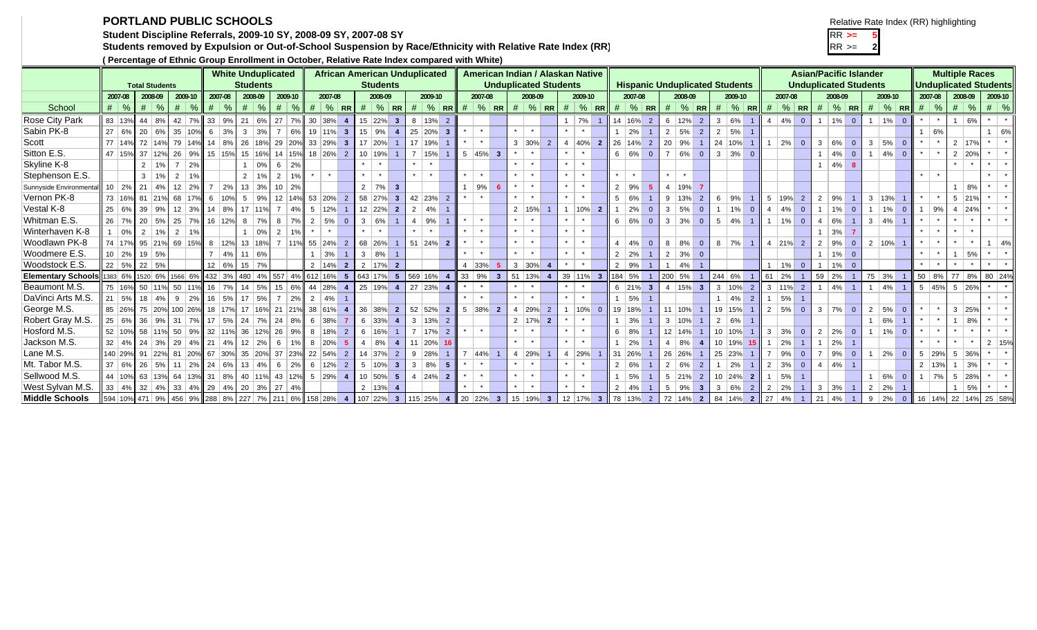# PORTLAND PUBLIC SCHOOLS

**Student Discipline Referrals, 2009-10 SY, 2008-09 SY, 2007-08 SY**

**Students removed by Expulsion or Out-of-School Suspension by Race/Ethnicity with Relative Rate Index (RR)**

**( Percentage of Ethnic Group Enrollment in October, Relative Rate Index compared with White)**

Relative Rate Index (RR) highlighting

RR >= 5

RR >= 2

| School | Total Students | | | | | | White Unduplicated Students | | | | | | African American Unduplicated Students | | | | | | | | | American Indian / Alaskan Native Unduplicated Students | | | | | | | | | Hispanic Unduplicated Students | | | | | | | | | Asian/Pacific Islander Unduplicated Students | | | | | | | | | Multiple Races Unduplicated Students | | | | | |
|---|---|---|---|---|---|---|---|---|---|---|---|---|---|---|---|---|---|---|---|---|---|---|---|---|---|---|---|---|---|---|---|---|---|---|---|---|---|---|---|---|---|---|---|---|---|---|---|---|---|---|---|---|---|---|
| | 2007-08 | | 2008-09 | | 2009-10 | | 2007-08 | | 2008-09 | | 2009-10 | | 2007-08 | | | 2008-09 | | | 2009-10 | | | 2007-08 | | | 2008-09 | | | 2009-10 | | | 2007-08 | | | 2008-09 | | | 2009-10 | | | 2007-08 | | | 2008-09 | | | 2009-10 | | | 2007-08 | | 2008-09 | | 2009-10 | |
| | # | % | # | % | # | % | # | % | # | % | # | % | # | % | RR | # | % | RR | # | % | RR | # | % | RR | # | % | RR | # | % | RR | # | % | RR | # | % | RR | # | % | RR | # | % | RR | # | % | RR | # | % | RR | # | % | # | % | # | % |
| Rose City Park | 83 | 13% | 44 | 8% | 42 | 7% | 33 | 9% | 21 | 6% | 27 | 7% | 30 | 38% | 4 | 15 | 22% | 3 | 8 | 13% | 2 | | | | | | | 1 | 7% | 1 | 14 | 16% | 2 | 6 | 12% | 2 | 3 | 6% | 1 | 4 | 4% | 0 | 1 | 1% | 0 | 1 | 1% | 0 | * | * | 1 | 6% | * | * |
| Sabin PK-8 | 27 | 6% | 20 | 6% | 35 | 10% | 6 | 3% | 3 | 3% | 7 | 6% | 19 | 11% | 3 | 15 | 9% | 4 | 25 | 20% | 3 | * | * | | * | * | | * | * | | 1 | 2% | 1 | 2 | 5% | 2 | 2 | 5% | 1 | | | | | | | | | | 1 | 6% | | | 1 | 6% |
| Scott | 77 | 14% | 72 | 14% | 79 | 14% | 14 | 8% | 26 | 18% | 29 | 20% | 33 | 29% | 3 | 17 | 20% | 1 | 17 | 19% | 1 | * | * | | 3 | 30% | 2 | 4 | 40% | 2 | 26 | 14% | 2 | 20 | 9% | 1 | 24 | 10% | 1 | 1 | 2% | 0 | 3 | 6% | 0 | 3 | 5% | 0 | * | * | 2 | 17% | * | * |
| Sitton E.S. | 47 | 15% | 37 | 12% | 26 | 9% | 15 | 15% | 15 | 16% | 14 | 15% | 18 | 26% | 2 | 10 | 19% | 1 | 7 | 15% | 1 | 5 | 45% | 3 | * | * | | * | * | | 6 | 6% | 0 | 7 | 6% | 0 | 3 | 3% | 0 | | | | 1 | 4% | 0 | 1 | 4% | 0 | * | * | 2 | 20% | * | * |
| Skyline K-8 | | | 2 | 1% | 7 | 2% | | | 1 | 0% | 6 | 2% | | | | * | * | | * | * | | | | | * | * | | * | * | | | | | | | | | | | | | | 1 | 4% | 8 | | | | | | * | * | * | * |
| Stephenson E.S. | | | 3 | 1% | 2 | 1% | | | 2 | 1% | 2 | 1% | * | * | | * | * | | * | * | | * | * | | * | * | | * | * | | * | * | | * | * | | | | | | | | | | | | | | * | * | | | * | * |
| Sunnyside Environmental | 10 | 2% | 21 | 4% | 12 | 2% | 7 | 2% | 13 | 3% | 10 | 2% | | | | 2 | 7% | 3 | | | | 1 | 9% | 6 | * | * | | * | * | | 2 | 9% | 5 | 4 | 19% | 7 | | | | | | | | | | | | | | | 1 | 8% | * | * |
| Vernon PK-8 | 73 | 16% | 81 | 21% | 68 | 17% | 6 | 10% | 5 | 9% | 12 | 14% | 53 | 20% | 2 | 58 | 27% | 3 | 42 | 23% | 2 | * | * | | * | * | | * | * | | 5 | 6% | 1 | 9 | 13% | 2 | 6 | 9% | 1 | 5 | 19% | 2 | 2 | 9% | 1 | 3 | 13% | 1 | * | * | 5 | 21% | * | * |
| Vestal K-8 | 25 | 6% | 39 | 9% | 12 | 3% | 14 | 8% | 17 | 11% | 7 | 4% | 5 | 12% | 1 | 12 | 22% | 2 | 2 | 4% | 1 | | | | 2 | 15% | 1 | 1 | 10% | 2 | 1 | 2% | 0 | 3 | 5% | 0 | 1 | 1% | 0 | 4 | 4% | 0 | 1 | 1% | 0 | 1 | 1% | 0 | 1 | 9% | 4 | 24% | * | * |
| Whitman E.S. | 26 | 7% | 20 | 5% | 25 | 7% | 16 | 12% | 8 | 7% | 8 | 7% | 2 | 5% | 0 | 3 | 6% | 1 | 4 | 9% | 1 | * | * | | * | * | | * | * | | 6 | 6% | 0 | 3 | 3% | 0 | 5 | 4% | 1 | 1 | 1% | 0 | 4 | 6% | 1 | 3 | 4% | 1 | * | * | * | * | * | * |
| Winterhaven K-8 | 1 | 0% | 2 | 1% | 2 | 1% | | | 1 | 0% | 2 | 1% | * | * | | * | * | | * | * | | * | * | | * | * | | * | * | | | | | | | | | | | | | | 1 | 3% | 7 | | | | * | * | * | * | | |
| Woodlawn PK-8 | 74 | 17% | 95 | 21% | 69 | 15% | 8 | 12% | 13 | 18% | 7 | 11% | 55 | 24% | 2 | 68 | 26% | 1 | 51 | 24% | 2 | * | * | | * | * | | * | * | | 4 | 4% | 0 | 8 | 8% | 0 | 8 | 7% | 1 | 4 | 21% | 2 | 2 | 9% | 0 | 2 | 10% | 1 | * | * | * | * | 1 | 4% |
| Woodmere E.S. | 10 | 2% | 19 | 5% | | | 7 | 4% | 11 | 6% | | | 1 | 3% | 1 | 3 | 8% | 1 | | | | * | * | | * | * | | * | * | | 2 | 2% | 1 | 2 | 3% | 0 | | | | | | | 1 | 1% | 0 | | | | * | * | 1 | 5% | * | * |
| Woodstock E.S. | 22 | 5% | 22 | 5% | | | 12 | 6% | 15 | 7% | | | 2 | 14% | 2 | 2 | 17% | 2 | | | | 4 | 33% | 5 | 3 | 30% | 4 | * | * | | 2 | 9% | 1 | 1 | 4% | 1 | | | | 1 | 1% | 0 | 1 | 1% | 0 | | | | * | * | * | * | * | * |
| **Elementary Schools** | 1383 | 6% | 1520 | 6% | 1566 | 6% | 432 | 3% | 480 | 4% | 557 | 4% | 612 | 16% | 5 | 643 | 17% | 5 | 569 | 16% | 4 | 33 | 9% | 3 | 51 | 13% | 4 | 39 | 11% | 3 | 184 | 5% | 1 | 200 | 5% | 1 | 244 | 6% | 1 | 61 | 2% | 1 | 59 | 2% | 1 | 75 | 3% | 1 | 50 | 8% | 77 | 8% | 80 | 24% |
| Beaumont M.S. | 75 | 16% | 50 | 11% | 50 | 11% | 16 | 7% | 14 | 5% | 15 | 6% | 44 | 28% | 4 | 25 | 19% | 4 | 27 | 23% | 4 | * | * | | * | * | | * | * | | 6 | 21% | 3 | 4 | 15% | 3 | 3 | 10% | 2 | 3 | 11% | 2 | 1 | 4% | 1 | 1 | 4% | 1 | 5 | 45% | 5 | 26% | * | * |
| DaVinci Arts M.S. | 21 | 5% | 18 | 4% | 9 | 2% | 16 | 5% | 17 | 5% | 7 | 2% | 2 | 4% | 1 | | | | | | | * | * | | * | * | | * | * | | 1 | 5% | 1 | | | | 1 | 4% | 2 | 1 | 5% | 1 | | | | | | | | | | | * | * |
| George M.S. | 85 | 26% | 75 | 20% | 100 | 26% | 18 | 17% | 31 | 16% | 21 | 21% | 38 | 61% | 4 | 36 | 38% | 2 | 52 | 52% | 2 | 5 | 38% | 2 | 4 | 29% | 2 | 1 | 10% | 0 | 19 | 18% | 1 | 11 | 10% | 1 | 19 | 15% | 1 | 2 | 5% | 0 | 3 | 7% | 0 | 2 | 5% | 0 | * | * | 3 | 25% | * | * |
| Robert Gray M.S. | 25 | 6% | 36 | 9% | 31 | 7% | 17 | 5% | 24 | 7% | 24 | 8% | 6 | 38% | 7 | 6 | 33% | 4 | 3 | 13% | 2 | | | | 2 | 17% | 2 | * | * | | 1 | 3% | 1 | 3 | 10% | 1 | 2 | 6% | 1 | | | | | | | 1 | 6% | 1 | * | * | 1 | 8% | * | * |
| Hosford M.S. | 52 | 10% | 58 | 11% | 50 | 9% | 32 | 11% | 36 | 12% | 26 | 9% | 8 | 18% | 2 | 6 | 16% | 1 | 7 | 17% | 2 | * | * | | * | * | | * | * | | 6 | 8% | 1 | 12 | 14% | 1 | 10 | 10% | 1 | 3 | 3% | 0 | 2 | 2% | 0 | 1 | 1% | 0 | * | * | * | * | * | * |
| Jackson M.S. | 32 | 4% | 24 | 3% | 29 | 4% | 21 | 4% | 12 | 2% | 6 | 1% | 8 | 20% | 5 | 4 | 8% | 4 | 11 | 20% | 16 | * | * | | * | * | | * | * | | 1 | 2% | 1 | 4 | 8% | 4 | 10 | 19% | 15 | 1 | 2% | 1 | 1 | 2% | 1 | | | | * | * | * | * | 2 | 15% |
| Lane M.S. | 140 | 29% | 91 | 22% | 81 | 20% | 67 | 30% | 35 | 20% | 37 | 23% | 22 | 54% | 2 | 14 | 37% | 2 | 9 | 28% | 1 | 7 | 44% | 1 | 4 | 29% | 1 | 4 | 29% | 1 | 31 | 26% | 1 | 26 | 26% | 1 | 25 | 23% | 1 | 7 | 9% | 0 | 7 | 9% | 0 | 1 | 2% | 0 | 5 | 29% | 5 | 36% | * | * |
| Mt. Tabor M.S. | 37 | 6% | 26 | 5% | 11 | 2% | 24 | 6% | 13 | 4% | 6 | 2% | 6 | 12% | 2 | 5 | 10% | 3 | 3 | 8% | 5 | * | * | | * | * | | * | * | | 2 | 6% | 1 | 2 | 6% | 2 | 1 | 2% | 1 | 2 | 3% | 0 | 4 | 4% | 1 | | | | 2 | 13% | 1 | 3% | * | * |
| Sellwood M.S. | 44 | 10% | 63 | 13% | 64 | 13% | 31 | 8% | 40 | 11% | 43 | 12% | 5 | 29% | 4 | 10 | 50% | 5 | 4 | 24% | 2 | * | * | | * | * | | * | * | | 1 | 5% | 1 | 5 | 21% | 2 | 10 | 24% | 2 | 1 | 5% | 1 | | | | 1 | 6% | 0 | 1 | 7% | 5 | 28% | * | * |
| West Sylvan M.S. | 33 | 4% | 32 | 4% | 33 | 4% | 29 | 4% | 20 | 3% | 27 | 4% | | | | 2 | 13% | 4 | | | | * | * | | * | * | | * | * | | 2 | 4% | 1 | 5 | 9% | 3 | 3 | 6% | 2 | 2 | 2% | 1 | 3 | 3% | 1 | 2 | 2% | 1 | | | 1 | 5% | * | * |
| **Middle Schools** | 594 | 10% | 471 | 9% | 456 | 9% | 288 | 8% | 227 | 7% | 211 | 6% | 158 | 28% | 4 | 107 | 22% | 3 | 115 | 25% | 4 | 20 | 22% | 3 | 15 | 19% | 3 | 12 | 17% | 3 | 78 | 13% | 2 | 72 | 14% | 2 | 84 | 14% | 2 | 27 | 4% | 1 | 21 | 4% | 1 | 9 | 2% | 1 | 16 | 14% | 22 | 14% | 25 | 58% |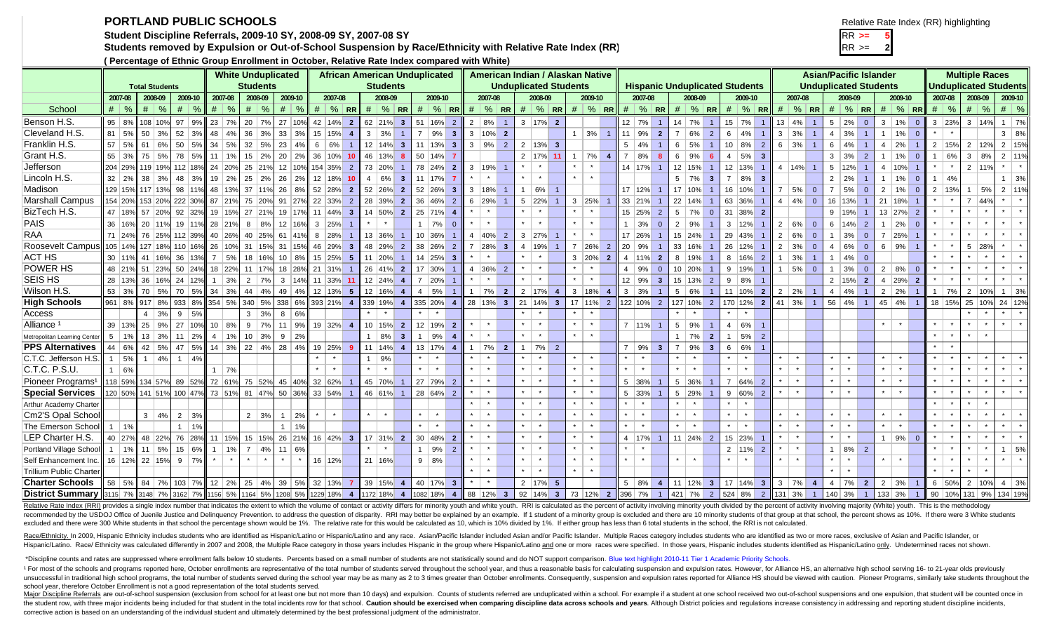# PORTLAND PUBLIC SCHOOLS

**Student Discipline Referrals, 2009-10 SY, 2008-09 SY, 2007-08 SY**

**Students removed by Expulsion or Out-of-School Suspension by Race/Ethnicity with Relative Rate Index (RR)**

**( Percentage of Ethnic Group Enrollment in October, Relative Rate Index compared with White)**

Relative Rate Index (RR) highlighting
RR >= 5
RR >= 2

| | Total Students | | | | | | White Unduplicated Students | | | | | | African American Unduplicated Students | | | | | | | | | American Indian / Alaskan Native Unduplicated Students | | | | | | | | | Hispanic Unduplicated Students | | | | | | | | | Asian/Pacific Islander Unduplicated Students | | | | | | | | | Multiple Races Unduplicated Students | | | | | |
|---|---|---|---|---|---|---|---|---|---|---|---|---|---|---|---|---|---|---|---|---|---|---|---|---|---|---|---|---|---|---|---|---|---|---|---|---|---|---|---|---|---|---|---|---|---|---|---|---|---|---|---|---|---|---|
| | 2007-08 | | 2008-09 | | 2009-10 | | 2007-08 | | 2008-09 | | 2009-10 | | 2007-08 | | | 2008-09 | | | 2009-10 | | | 2007-08 | | | 2008-09 | | | 2009-10 | | | 2007-08 | | | 2008-09 | | | 2009-10 | | | 2007-08 | | | 2008-09 | | | 2009-10 | | | 2007-08 | | 2008-09 | | 2009-10 | |
| School | # | % | # | % | # | % | # | % | # | % | # | % | # | % | RR | # | % | RR | # | % | RR | # | % | RR | # | % | RR | # | % | RR | # | % | RR | # | % | RR | # | % | RR | # | % | RR | # | % | RR | # | % | RR | # | % | # | % | # | % |
| Benson H.S. | 95 | 8% | 108 | 10% | 97 | 9% | 23 | 7% | 20 | 7% | 27 | 10% | 42 | 14% | 2 | 62 | 21% | 3 | 51 | 16% | 2 | 2 | 8% | 1 | 3 | 17% | 2 | | | | 12 | 7% | 1 | 14 | 7% | 1 | 15 | 7% | 1 | 13 | 4% | 1 | 5 | 2% | 0 | 3 | 1% | 0 | 3 | 23% | 3 | 14% | 1 | 7% |
| Cleveland H.S. | 81 | 5% | 50 | 3% | 52 | 3% | 48 | 4% | 36 | 3% | 33 | 3% | 15 | 15% | 4 | 3 | 3% | 1 | 7 | 9% | 3 | 3 | 10% | 2 | | | | 1 | 3% | 1 | 11 | 9% | 2 | 7 | 6% | 2 | 6 | 4% | 1 | 3 | 3% | 1 | 4 | 3% | 1 | 1 | 1% | 0 | * | * | | | 3 | 8% |
| Franklin H.S. | 57 | 5% | 61 | 6% | 50 | 5% | 34 | 5% | 32 | 5% | 23 | 4% | 6 | 6% | 1 | 12 | 14% | 3 | 11 | 13% | 3 | 3 | 9% | 2 | 2 | 13% | 3 | | | | 5 | 4% | 1 | 6 | 5% | 1 | 10 | 8% | 2 | 6 | 3% | 1 | 6 | 4% | 1 | 4 | 2% | 1 | 2 | 15% | 2 | 12% | 2 | 15% |
| Grant H.S. | 55 | 3% | 75 | 5% | 78 | 5% | 11 | 1% | 15 | 2% | 20 | 2% | 36 | 10% | 10 | 46 | 13% | 8 | 50 | 14% | 7 | | | | 2 | 17% | 11 | 1 | 7% | 4 | 7 | 8% | 8 | 6 | 9% | 6 | 4 | 5% | 3 | | | | 3 | 3% | 2 | 1 | 1% | 0 | 1 | 6% | 3 | 8% | 2 | 11% |
| Jefferson | 204 | 29% | 119 | 19% | 112 | 18% | 24 | 20% | 25 | 21% | 12 | 10% | 154 | 35% | 2 | 73 | 20% | 1 | 78 | 24% | 2 | 3 | 19% | 1 | * | * | | * | * | | 14 | 17% | 1 | 12 | 15% | 1 | 12 | 13% | 1 | 4 | 14% | 1 | 5 | 12% | 1 | 4 | 10% | 1 | * | * | 2 | 11% | * | * |
| Lincoln H.S. | 32 | 2% | 38 | 3% | 48 | 3% | 19 | 2% | 25 | 2% | 26 | 2% | 12 | 18% | 10 | 4 | 6% | 3 | 11 | 17% | 7 | * | * | | * | * | | * | * | | | | | 5 | 7% | 3 | 7 | 8% | 3 | | | | 2 | 2% | 1 | 1 | 1% | 0 | 1 | 4% | | | 1 | 3% |
| Madison | 129 | 15% | 117 | 13% | 98 | 11% | 48 | 13% | 37 | 11% | 26 | 8% | 52 | 28% | 2 | 52 | 26% | 2 | 52 | 26% | 3 | 3 | 18% | 1 | 1 | 6% | 1 | | | | 17 | 12% | 1 | 17 | 10% | 1 | 16 | 10% | 1 | 7 | 5% | 0 | 7 | 5% | 0 | 2 | 1% | 0 | 2 | 13% | 1 | 5% | 2 | 11% |
| Marshall Campus | 154 | 20% | 153 | 20% | 222 | 30% | 87 | 21% | 75 | 20% | 91 | 27% | 22 | 33% | 2 | 28 | 39% | 2 | 36 | 46% | 2 | 6 | 29% | 1 | 5 | 22% | 1 | 3 | 25% | 1 | 33 | 21% | 1 | 22 | 14% | 1 | 63 | 36% | 1 | 4 | 4% | 0 | 16 | 13% | 1 | 21 | 18% | 1 | * | * | 7 | 44% | * | * |
| BizTech H.S. | 47 | 18% | 57 | 20% | 92 | 32% | 19 | 15% | 27 | 21% | 19 | 17% | 11 | 44% | 3 | 14 | 50% | 2 | 25 | 71% | 4 | * | * | | * | * | | * | * | | 15 | 25% | 2 | 5 | 7% | 0 | 31 | 38% | 2 | | | | 9 | 19% | 1 | 13 | 27% | 2 | * | * | * | * | * | * |
| PAIS | 36 | 16% | 20 | 11% | 19 | 11% | 28 | 21% | 8 | 8% | 12 | 16% | 3 | 25% | 1 | * | * | | 1 | 7% | 0 | * | * | | * | * | | * | * | | 1 | 3% | 0 | 2 | 9% | 1 | 3 | 12% | 1 | 2 | 6% | 0 | 6 | 14% | 2 | 1 | 2% | 0 | * | * | * | * | * | * |
| RAA | 71 | 24% | 76 | 25% | 112 | 39% | 40 | 26% | 40 | 25% | 61 | 41% | 8 | 28% | 1 | 13 | 36% | 1 | 10 | 36% | 1 | 4 | 40% | 2 | 3 | 27% | 1 | * | * | | 17 | 26% | 1 | 15 | 24% | 1 | 29 | 43% | 1 | 2 | 6% | 0 | 1 | 3% | 0 | 7 | 25% | 1 | * | * | * | * | * | * |
| Roosevelt Campus | 105 | 14% | 127 | 18% | 110 | 16% | 26 | 10% | 31 | 15% | 31 | 15% | 46 | 29% | 3 | 48 | 29% | 2 | 38 | 26% | 2 | 7 | 28% | 3 | 4 | 19% | 1 | 7 | 26% | 2 | 20 | 9% | 1 | 33 | 16% | 1 | 26 | 12% | 1 | 2 | 3% | 0 | 4 | 6% | 0 | 6 | 9% | 1 | * | * | 5 | 28% | * | * |
| ACT HS | 30 | 11% | 41 | 16% | 36 | 13% | 7 | 5% | 18 | 16% | 10 | 8% | 15 | 25% | 5 | 11 | 20% | 1 | 14 | 25% | 3 | * | * | | * | * | | 3 | 20% | 2 | 4 | 11% | 2 | 8 | 19% | 1 | 8 | 16% | 2 | 1 | 3% | 1 | 1 | 4% | 0 | | | | * | * | * | * | * | * |
| POWER HS | 48 | 21% | 51 | 23% | 50 | 24% | 18 | 22% | 11 | 17% | 18 | 28% | 21 | 31% | 1 | 26 | 41% | 2 | 17 | 30% | 1 | 4 | 36% | 2 | * | * | | * | * | | 4 | 9% | 0 | 10 | 20% | 1 | 9 | 19% | 1 | 1 | 5% | 0 | 1 | 3% | 0 | 2 | 8% | 0 | * | * | * | * | * | * |
| SEIS HS | 28 | 13% | 36 | 16% | 24 | 12% | 1 | 3% | 2 | 7% | 3 | 14% | 11 | 33% | 11 | 12 | 24% | 4 | 7 | 20% | 1 | * | * | | * | * | | * | * | | 12 | 9% | 3 | 15 | 13% | 2 | 9 | 8% | 1 | | | | 2 | 15% | 2 | 4 | 29% | 2 | * | * | * | * | * | * |
| Wilson H.S. | 53 | 3% | 70 | 5% | 70 | 5% | 34 | 3% | 44 | 4% | 49 | 4% | 12 | 13% | 5 | 12 | 16% | 4 | 4 | 5% | 1 | 1 | 7% | 2 | 2 | 17% | 4 | 3 | 18% | 4 | 3 | 3% | 1 | 5 | 6% | 1 | 11 | 10% | 2 | 2 | 2% | 1 | 4 | 4% | 1 | 2 | 2% | 1 | 1 | 7% | 2 | 10% | 1 | 3% |
| **High Schools** | 961 | 8% | 917 | 8% | 933 | 8% | 354 | 5% | 340 | 5% | 338 | 6% | 393 | 21% | 4 | 339 | 19% | 4 | 335 | 20% | 4 | 28 | 13% | 3 | 21 | 14% | 3 | 17 | 11% | 2 | 122 | 10% | 2 | 127 | 10% | 2 | 170 | 12% | 2 | 41 | 3% | 1 | 56 | 4% | 1 | 45 | 4% | 1 | 18 | 15% | 25 | 10% | 24 | 12% |
| Access | | | 4 | 3% | 9 | 5% | | | 3 | 3% | 8 | 6% | | | | * | * | | * | * | | | | | * | * | | * | * | | | | | * | * | | * | * | | | | | | | | | | | | | * | * | * | * |
| Alliance [1] | 39 | 13% | 25 | 9% | 27 | 10% | 10 | 8% | 9 | 7% | 11 | 9% | 19 | 32% | 4 | 10 | 15% | 2 | 12 | 19% | 2 | * | * | | * | * | | * | * | | 7 | 11% | 1 | 5 | 9% | 1 | 4 | 6% | 1 | | | | | | | * | * | | * | * | * | * | * | * |
| Metropolitan Learning Center | 5 | 1% | 13 | 3% | 11 | 2% | 4 | 1% | 10 | 3% | 9 | 2% | | | | 1 | 8% | 3 | 1 | 9% | 4 | * | * | | * | * | | * | * | | | | | 1 | 7% | 2 | 1 | 5% | 2 | | | | | | | | | | * | * | * | * | | |
| **PPS Alternatives** | 44 | 6% | 42 | 5% | 47 | 5% | 14 | 3% | 22 | 4% | 28 | 4% | 19 | 25% | 9 | 11 | 14% | 4 | 13 | 17% | 4 | 1 | 7% | 2 | 1 | 7% | 2 | | | | 7 | 9% | 3 | 7 | 9% | 3 | 6 | 6% | 1 | | | | | | | | | | * | * | | | | |
| C.T.C. Jefferson H.S. | 1 | 5% | 1 | 4% | 1 | 4% | | | | | | | * | * | | 1 | 9% | | * | * | | * | * | | * | * | | * | * | | * | * | | * | * | | * | * | | * | * | | * | * | | * | * | | * | * | * | * | * | * |
| C.T.C. P.S.U. | 1 | 6% | | | | | 1 | 7% | | | | | * | * | | * | * | | * | * | | * | * | | * | * | | * | * | | * | * | | * | * | | * | * | | * | * | | * | * | | * | * | | * | * | * | * | * | * |
| Pioneer Programs [1] | 118 | 59% | 134 | 57% | 89 | 52% | 72 | 61% | 75 | 52% | 45 | 40% | 32 | 62% | 1 | 45 | 70% | 1 | 27 | 79% | 2 | * | * | | * | * | | * | * | | 5 | 38% | 1 | 5 | 36% | 1 | 7 | 64% | 2 | * | * | | * | * | | * | * | | * | * | * | * | * | * |
| **Special Services** | 120 | 50% | 141 | 51% | 100 | 47% | 73 | 51% | 81 | 47% | 50 | 36% | 33 | 54% | 1 | 46 | 61% | 1 | 28 | 64% | 2 | * | * | | * | * | | * | * | | 5 | 33% | 1 | 5 | 29% | 1 | 9 | 60% | 2 | * | * | | * | * | | * | * | | * | * | * | * | * | * |
| Arthur Academy Charter | | | | | | | | | | | | | | | | | | | | | | * | * | | * | * | | * | * | | * | * | | * | * | | * | * | | | | | | | | | | | * | * | * | * | | |
| Cm2'S Opal School | | | 3 | 4% | 2 | 3% | | | 2 | 3% | 1 | 2% | * | * | | * | * | | * | * | | * | * | | * | * | | * | * | | * | * | | * | * | | * | * | | * | * | | * | * | | * | * | | * | * | * | * | * | * |
| The Emerson School | 1 | 1% | | | 1 | 1% | | | | | 1 | 1% | | | | | | | * | * | | * | * | | * | * | | * | * | | * | * | | * | * | | * | * | | * | * | | * | * | | * | * | | * | * | * | * | * | * |
| LEP Charter H.S. | 40 | 27% | 48 | 22% | 76 | 28% | 11 | 15% | 15 | 15% | 26 | 21% | 16 | 42% | 3 | 17 | 31% | 2 | 30 | 48% | 2 | * | * | | * | * | | * | * | | 4 | 17% | 1 | 11 | 24% | 2 | 15 | 23% | 1 | * | * | | * | * | | 1 | 9% | 0 | * | * | * | * | * | * |
| Portland Village School | 1 | 1% | 11 | 5% | 15 | 6% | 1 | 1% | 7 | 4% | 11 | 6% | | | | * | * | | 1 | 9% | 2 | * | * | | * | * | | * | * | | | | | | | | 2 | 11% | 2 | * | * | | 1 | 8% | 2 | | | | * | * | * | * | 1 | 5% |
| Self Enhancement Inc. | 16 | 12% | 22 | 15% | 9 | 7% | * | * | * | * | * | * | 16 | 12% | | 21 | 16% | | 9 | 8% | | * | * | | * | * | | * | * | | * | * | | * | * | | * | * | | * | * | | | | | * | * | | * | * | * | * | * | * |
| Trillium Public Charter | | | | | | | | | | | | | | | | | | | | | | * | * | | * | * | | * | * | | | | | | | | | | | | | | * | * | | | | | * | * | * | * | | |
| **Charter Schools** | 58 | 5% | 84 | 7% | 103 | 7% | 12 | 2% | 25 | 4% | 39 | 5% | 32 | 13% | 7 | 39 | 15% | 4 | 40 | 17% | 3 | * | * | | 2 | 17% | 5 | | | | 5 | 8% | 4 | 11 | 12% | 3 | 17 | 14% | 3 | 3 | 7% | 4 | 4 | 7% | 2 | 2 | 3% | 1 | 6 | 50% | 2 | 10% | 4 | 3% |
| **District Summary** | 3115 | 7% | 3148 | 7% | 3162 | 7% | 1156 | 5% | 1164 | 5% | 1208 | 5% | 1229 | 18% | 4 | 1172 | 18% | 4 | 1082 | 18% | 4 | 88 | 12% | 3 | 92 | 14% | 3 | 73 | 12% | 2 | 396 | 7% | 1 | 421 | 7% | 2 | 524 | 8% | 2 | 131 | 3% | 1 | 140 | 3% | 1 | 133 | 3% | 1 | 90 | 10% | 131 | 9% | 134 | 19% |

Relative Rate Index (RRI) provides a single index number that indicates the extent to which the volume of contact or activity differs for minority youth and white youth. RRI is calculated as the percent of activity involving minority youth divided by the percent of activity involving majority (White) youth. This is the methodology recommended by the USDOJ Office of Juvenile Justice and Delinquency Prevention. to address the question of disparity. RRI may better be explained by an example. If 1 student of a minority group is excluded and there are 10 minority students of that group at that school, the percent shows as 10%. If there were 3 White students excluded and there were 300 White students in that school the percentage shown would be 1%. The relative rate for this would be calculated as 10, which is 10% divided by 1%. If either group has less than 6 total students in the school, the RRI is not calculated.

Race/Ethnicity. In 2009, Hispanic Ethnicity includes students who are identified as Hispanic/Latino or Hispanic/Latino and any race. Asian/Pacific Islander included Asian and/or Pacific Islander. Multiple Races category includes students who are identified as two or more races, exclusive of Asian and Pacific Islander, or Hispanic/Latino. Race/ Ethnicity was calculated differently in 2007 and 2008, the Multiple Race category in those years includes Hispanic in the group where Hispanic/Latino and one or more races were specified. In those years, Hispanic includes students identified as Hispanic/Latino only. Undetermined races not shown.

*Discipline counts and rates are suppressed where enrollment falls below 10 students. Percents based on a small number of students are not statistically sound and do NOT support comparison. Blue text highlight 2010-11 Tier 1 Academic Priority Schools.

[1] For most of the schools and programs reported here, October enrollments are representative of the total number of students served throughout the school year, and thus a reasonable basis for calculating suspension and expulsion rates. However, for Alliance HS, an alternative high school serving 16- to 21-year olds previously unsuccessful in traditional high school programs, the total number of students served during the school year may be as many as 2 to 3 times greater than October enrollments. Consequently, suspension and expulsion rates reported for Alliance HS should be viewed with caution. Pioneer Programs, similarly take students throughout the school year, therefore October Enrollment is not a good representation of the total students served.

Major Discipline Referrals are out-of-school suspension (exclusion from school for at least one but not more than 10 days) and expulsion. Counts of students referred are unduplicated within a school. For example if a student at one school received two out-of-school suspensions and one expulsion, that student will be counted once in the student row, with three major incidents being included for that student in the total incidents row for that school. **Caution should be exercised when comparing discipline data across schools and years**. Although District policies and regulations increase consistency in addressing and reporting student discipline incidents, corrective action is based on an understanding of the individual student and ultimately determined by the best professional judgment of the administrator.